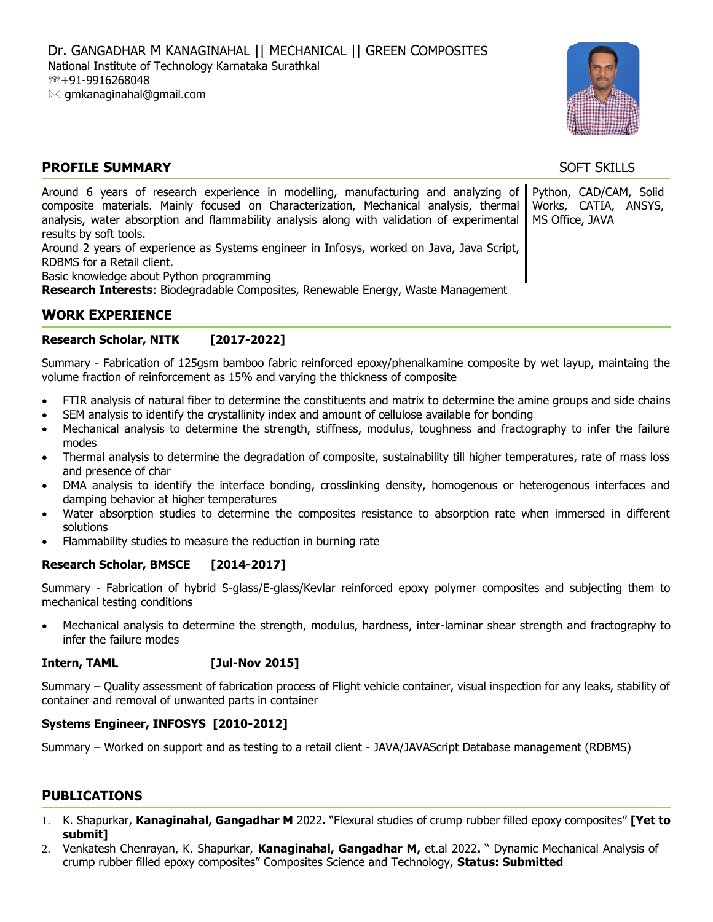Dr. GANGADHAR M KANAGINAHAL || MECHANICAL || GREEN COMPOSITES
National Institute of Technology Karnataka Surathkal
☏+91-9916268048
✉ gmkanaginahal@gmail.com

## PROFILE SUMMARY

Around 6 years of research experience in modelling, manufacturing and analyzing of composite materials. Mainly focused on Characterization, Mechanical analysis, thermal analysis, water absorption and flammability analysis along with validation of experimental results by soft tools.
Around 2 years of experience as Systems engineer in Infosys, worked on Java, Java Script, RDBMS for a Retail client.
Basic knowledge about Python programming
**Research Interests**: Biodegradable Composites, Renewable Energy, Waste Management

### SOFT SKILLS

Python, CAD/CAM, Solid Works, CATIA, ANSYS, MS Office, JAVA

## WORK EXPERIENCE

**Research Scholar, NITK [2017-2022]**

Summary - Fabrication of 125gsm bamboo fabric reinforced epoxy/phenalkamine composite by wet layup, maintaining the volume fraction of reinforcement as 15% and varying the thickness of composite

- FTIR analysis of natural fiber to determine the constituents and matrix to determine the amine groups and side chains
- SEM analysis to identify the crystallinity index and amount of cellulose available for bonding
- Mechanical analysis to determine the strength, stiffness, modulus, toughness and fractography to infer the failure modes
- Thermal analysis to determine the degradation of composite, sustainability till higher temperatures, rate of mass loss and presence of char
- DMA analysis to identify the interface bonding, crosslinking density, homogenous or heterogenous interfaces and damping behavior at higher temperatures
- Water absorption studies to determine the composites resistance to absorption rate when immersed in different solutions
- Flammability studies to measure the reduction in burning rate

**Research Scholar, BMSCE [2014-2017]**

Summary - Fabrication of hybrid S-glass/E-glass/Kevlar reinforced epoxy polymer composites and subjecting them to mechanical testing conditions

- Mechanical analysis to determine the strength, modulus, hardness, inter-laminar shear strength and fractography to infer the failure modes

**Intern, TAML [Jul-Nov 2015]**

Summary – Quality assessment of fabrication process of Flight vehicle container, visual inspection for any leaks, stability of container and removal of unwanted parts in container

**Systems Engineer, INFOSYS [2010-2012]**

Summary – Worked on support and as testing to a retail client - JAVA/JAVAScript Database management (RDBMS)

## PUBLICATIONS

1. K. Shapurkar, **Kanaginahal, Gangadhar M** 2022**.** "Flexural studies of crump rubber filled epoxy composites" **[Yet to submit]**
2. Venkatesh Chenrayan, K. Shapurkar, **Kanaginahal, Gangadhar M,** et.al 2022**.** " Dynamic Mechanical Analysis of crump rubber filled epoxy composites" Composites Science and Technology, **Status: Submitted**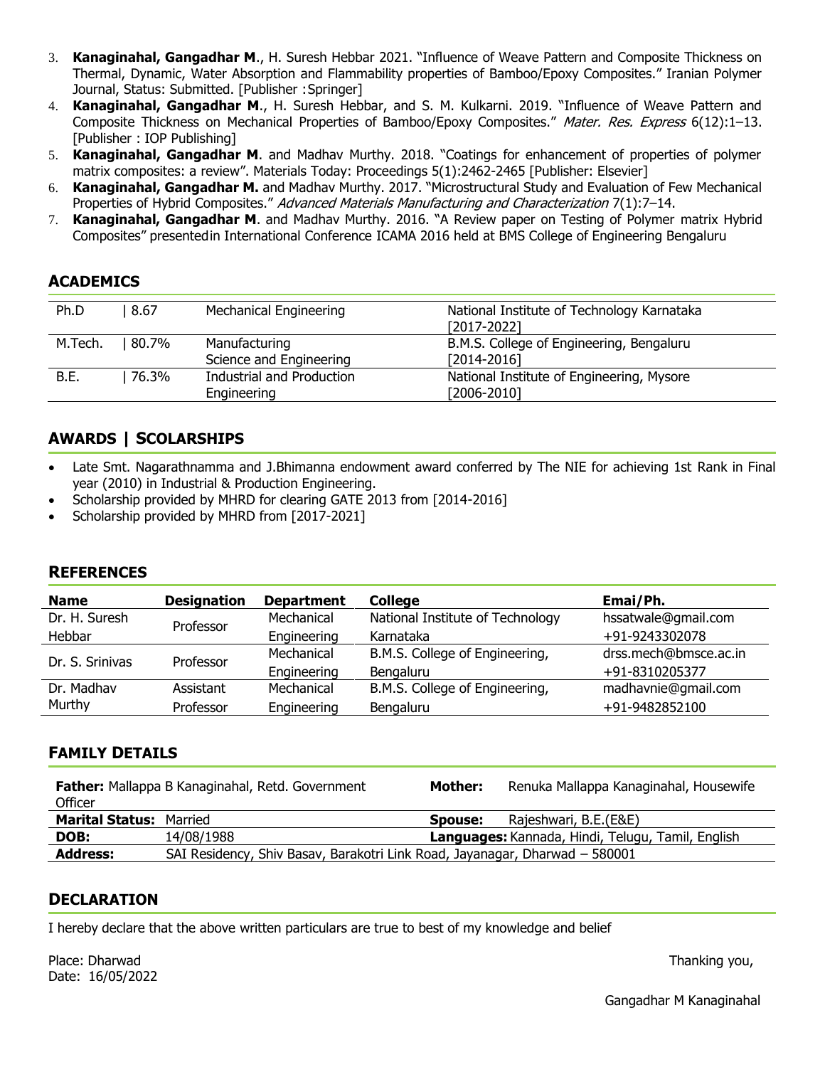3. **Kanaginahal, Gangadhar M**., H. Suresh Hebbar 2021. "Influence of Weave Pattern and Composite Thickness on Thermal, Dynamic, Water Absorption and Flammability properties of Bamboo/Epoxy Composites." Iranian Polymer Journal, Status: Submitted. [Publisher :Springer]
4. **Kanaginahal, Gangadhar M**., H. Suresh Hebbar, and S. M. Kulkarni. 2019. "Influence of Weave Pattern and Composite Thickness on Mechanical Properties of Bamboo/Epoxy Composites." *Mater. Res. Express* 6(12):1–13. [Publisher : IOP Publishing]
5. **Kanaginahal, Gangadhar M**. and Madhav Murthy. 2018. "Coatings for enhancement of properties of polymer matrix composites: a review". Materials Today: Proceedings 5(1):2462-2465 [Publisher: Elsevier]
6. **Kanaginahal, Gangadhar M.** and Madhav Murthy. 2017. "Microstructural Study and Evaluation of Few Mechanical Properties of Hybrid Composites." *Advanced Materials Manufacturing and Characterization* 7(1):7–14.
7. **Kanaginahal, Gangadhar M**. and Madhav Murthy. 2016. "A Review paper on Testing of Polymer matrix Hybrid Composites" presentedin International Conference ICAMA 2016 held at BMS College of Engineering Bengaluru

## ACADEMICS

| | | | |
|---|---|---|---|
| Ph.D | 8.67 | Mechanical Engineering | National Institute of Technology Karnataka [2017-2022] |
| M.Tech. | 80.7% | Manufacturing Science and Engineering | B.M.S. College of Engineering, Bengaluru [2014-2016] |
| B.E. | 76.3% | Industrial and Production Engineering | National Institute of Engineering, Mysore [2006-2010] |

## AWARDS | SCOLARSHIPS

- Late Smt. Nagarathnamma and J.Bhimanna endowment award conferred by The NIE for achieving 1st Rank in Final year (2010) in Industrial & Production Engineering.
- Scholarship provided by MHRD for clearing GATE 2013 from [2014-2016]
- Scholarship provided by MHRD from [2017-2021]

## REFERENCES

| Name | Designation | Department | College | Emai/Ph. |
|---|---|---|---|---|
| Dr. H. Suresh Hebbar | Professor | Mechanical Engineering | National Institute of Technology Karnataka | hssatwale@gmail.com +91-9243302078 |
| Dr. S. Srinivas | Professor | Mechanical Engineering | B.M.S. College of Engineering, Bengaluru | drss.mech@bmsce.ac.in +91-8310205377 |
| Dr. Madhav Murthy | Assistant Professor | Mechanical Engineering | B.M.S. College of Engineering, Bengaluru | madhavnie@gmail.com +91-9482852100 |

## FAMILY DETAILS

| | | | |
|---|---|---|---|
| **Father:** Mallappa B Kanaginahal, Retd. Government Officer | | **Mother:** | Renuka Mallappa Kanaginahal, Housewife |
| **Marital Status:** | Married | **Spouse:** | Rajeshwari, B.E.(E&E) |
| **DOB:** | 14/08/1988 | **Languages:** | Kannada, Hindi, Telugu, Tamil, English |
| **Address:** | SAI Residency, Shiv Basav, Barakotri Link Road, Jayanagar, Dharwad – 580001 | | |

## DECLARATION

I hereby declare that the above written particulars are true to best of my knowledge and belief

Place: Dharwad
Date: 16/05/2022

Thanking you,

Gangadhar M Kanaginahal